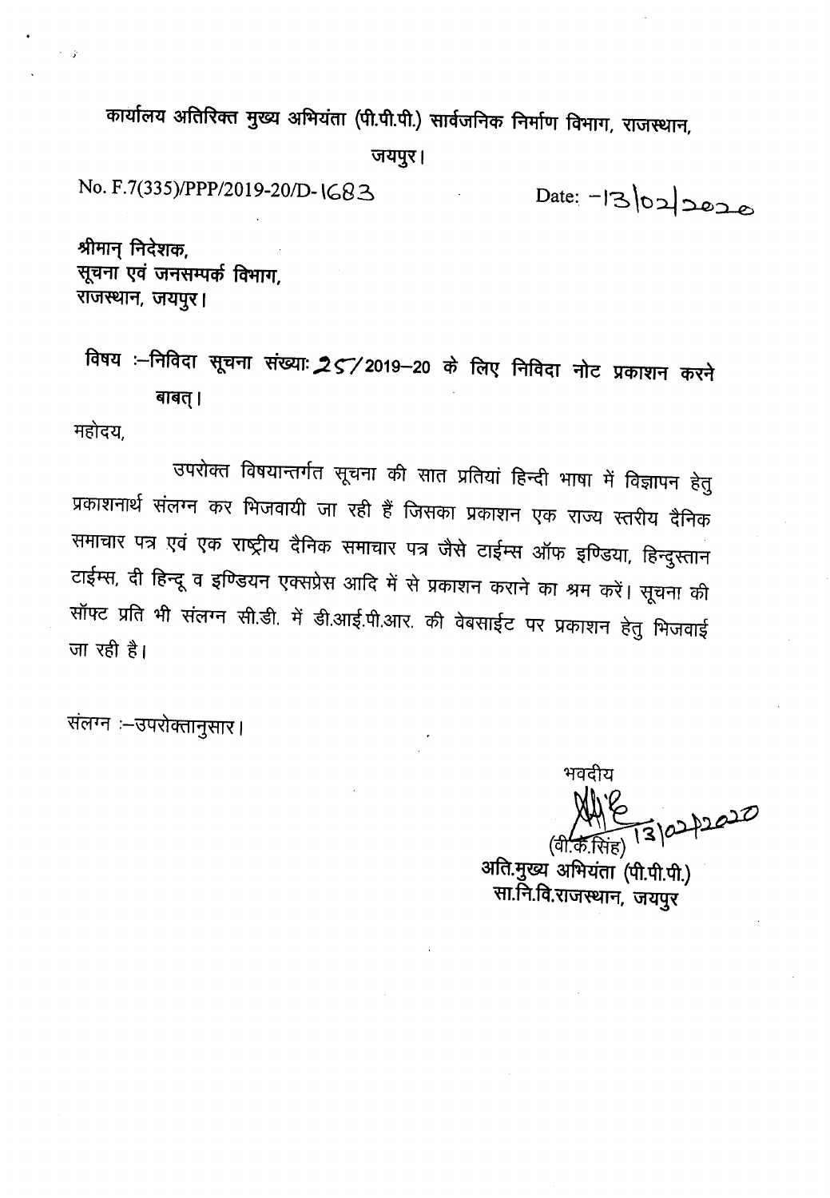कार्यालय अतिरिक्त मुख्य अभियंता (पी.पी.पी.) सार्वजनिक निर्माण विभाग, राजस्थान, जयपुर।

No. F.7(335)/PPP/2019-20/D-1683 Date: -13/02/2020

श्रीमान् निदेशक,
सूचना एवं जनसम्पर्क विभाग,
राजस्थान, जयपुर।

विषय :–निविदा सूचना संख्याः 25/2019–20 के लिए निविदा नोट प्रकाशन करने बाबत्।

महोदय,

उपरोक्त विषयान्तर्गत सूचना की सात प्रतियां हिन्दी भाषा में विज्ञापन हेतु प्रकाशनार्थ संलग्न कर भिजवायी जा रही हैं जिसका प्रकाशन एक राज्य स्तरीय दैनिक समाचार पत्र एवं एक राष्ट्रीय दैनिक समाचार पत्र जैसे टाईम्स ऑफ इण्डिया, हिन्दुस्तान टाईम्स, दी हिन्दू व इण्डियन एक्सप्रेस आदि में से प्रकाशन कराने का श्रम करें। सूचना की सॉफ्ट प्रति भी संलग्न सी.डी. में डी.आई.पी.आर. की वेबसाईट पर प्रकाशन हेतु भिजवाई जा रही है।

संलग्न :–उपरोक्तानुसार।

भवदीय

13/02/2020

(वी.के.सिंह)
अति.मुख्य अभियंता (पी.पी.पी.)
सा.नि.वि.राजस्थान, जयपुर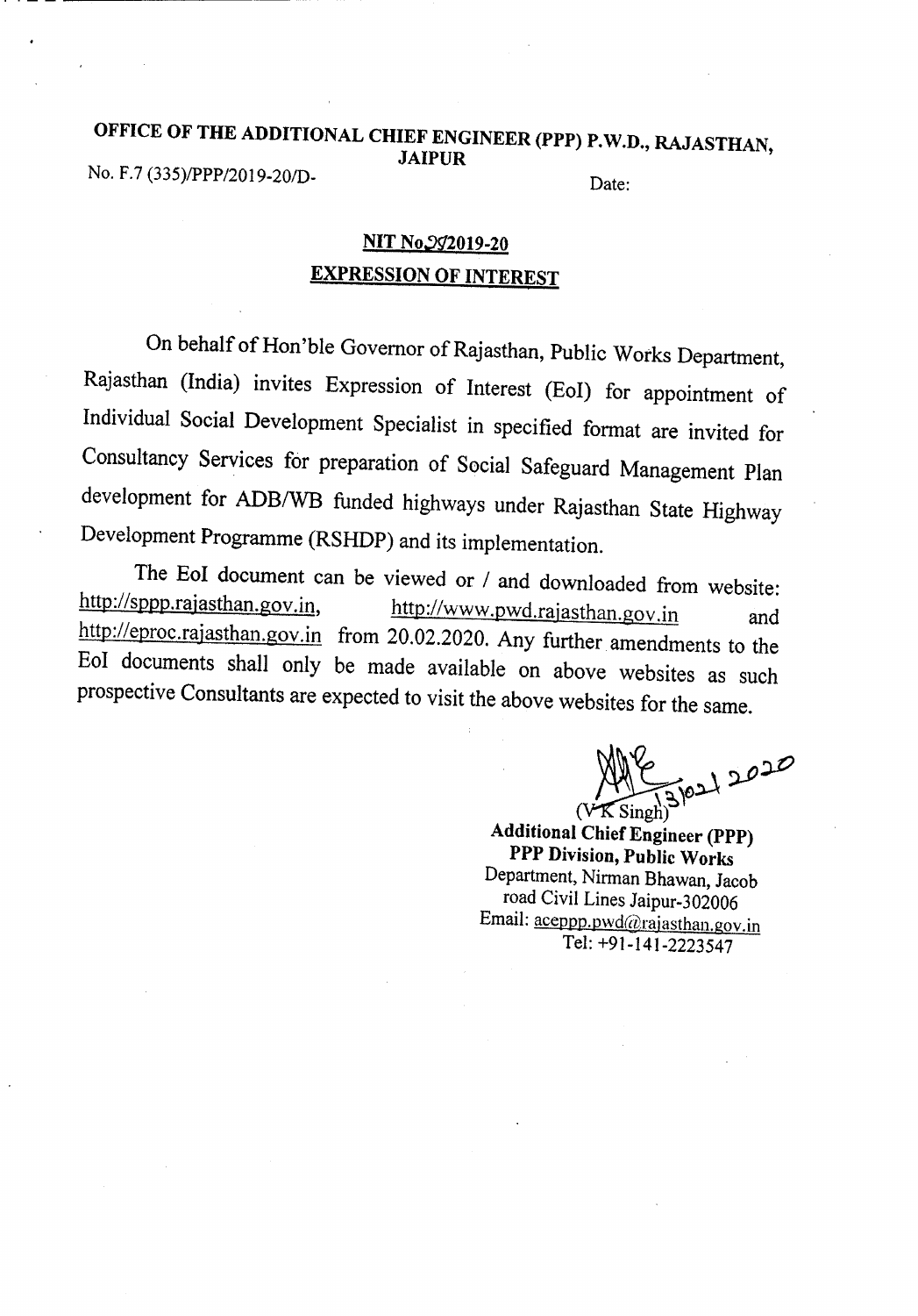# OFFICE OF THE ADDITIONAL CHIEF ENGINEER (PPP) P.W.D., RAJASTHAN, JAIPUR

No. F.7 (335)/PPP/2019-20/D-

Date:

## NIT No.29/2019-20

## EXPRESSION OF INTEREST

On behalf of Hon'ble Governor of Rajasthan, Public Works Department, Rajasthan (India) invites Expression of Interest (EoI) for appointment of Individual Social Development Specialist in specified format are invited for Consultancy Services for preparation of Social Safeguard Management Plan development for ADB/WB funded highways under Rajasthan State Highway Development Programme (RSHDP) and its implementation.

The EoI document can be viewed or / and downloaded from website: http://sppp.rajasthan.gov.in, http://www.pwd.rajasthan.gov.in and http://eproc.rajasthan.gov.in from 20.02.2020. Any further amendments to the EoI documents shall only be made available on above websites as such prospective Consultants are expected to visit the above websites for the same.

13/02/2020

(V K Singh)

**Additional Chief Engineer (PPP)**
**PPP Division, Public Works**
Department, Nirman Bhawan, Jacob road Civil Lines Jaipur-302006
Email: aceppp.pwd@rajasthan.gov.in
Tel: +91-141-2223547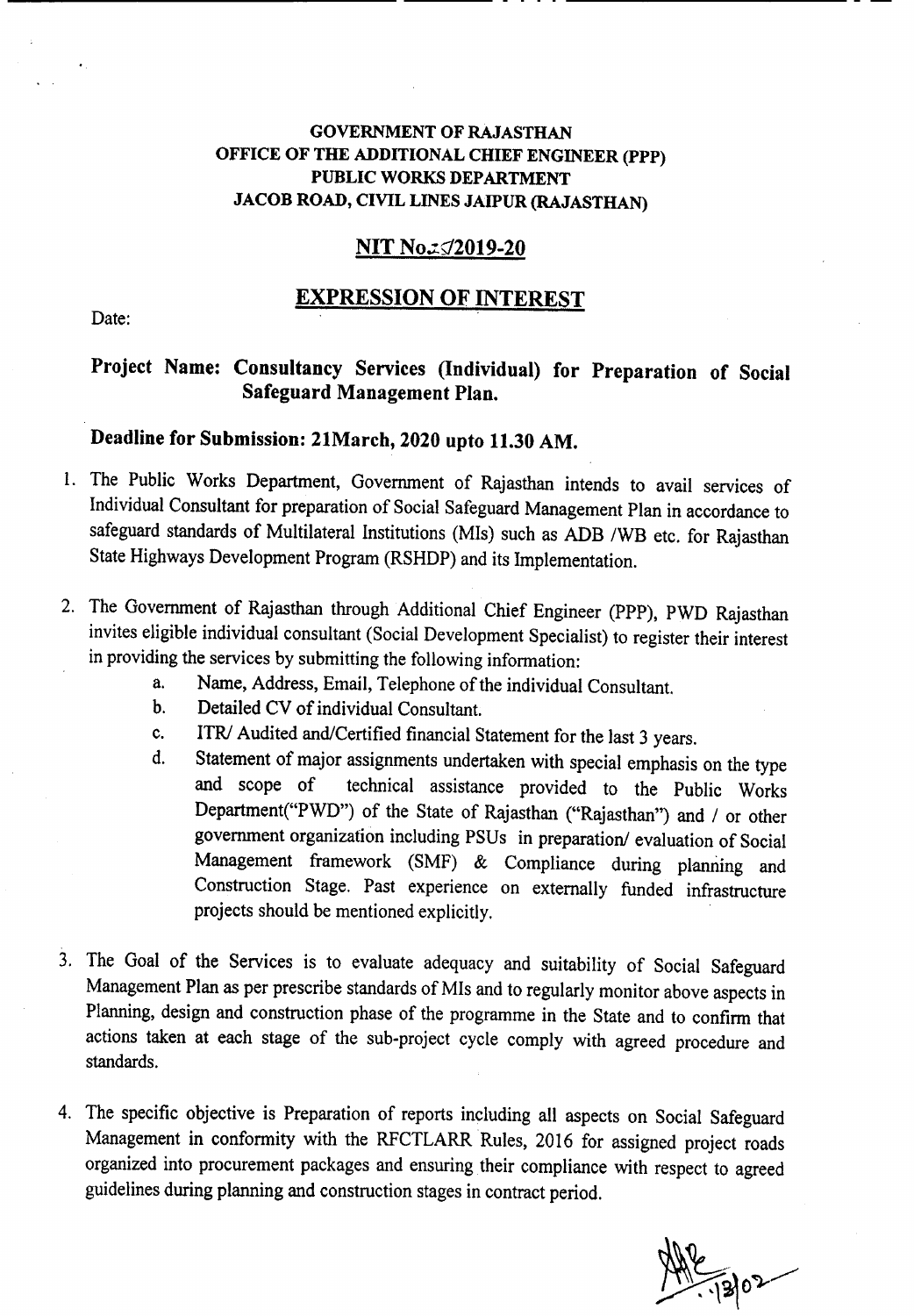**GOVERNMENT OF RAJASTHAN**
**OFFICE OF THE ADDITIONAL CHIEF ENGINEER (PPP)**
**PUBLIC WORKS DEPARTMENT**
**JACOB ROAD, CIVIL LINES JAIPUR (RAJASTHAN)**

## NIT No.2?/2019-20

## EXPRESSION OF INTEREST

Date:

**Project Name: Consultancy Services (Individual) for Preparation of Social Safeguard Management Plan.**

**Deadline for Submission: 21March, 2020 upto 11.30 AM.**

1. The Public Works Department, Government of Rajasthan intends to avail services of Individual Consultant for preparation of Social Safeguard Management Plan in accordance to safeguard standards of Multilateral Institutions (MIs) such as ADB /WB etc. for Rajasthan State Highways Development Program (RSHDP) and its Implementation.

2. The Government of Rajasthan through Additional Chief Engineer (PPP), PWD Rajasthan invites eligible individual consultant (Social Development Specialist) to register their interest in providing the services by submitting the following information:
   a. Name, Address, Email, Telephone of the individual Consultant.
   b. Detailed CV of individual Consultant.
   c. ITR/ Audited and/Certified financial Statement for the last 3 years.
   d. Statement of major assignments undertaken with special emphasis on the type and scope of technical assistance provided to the Public Works Department("PWD") of the State of Rajasthan ("Rajasthan") and / or other government organization including PSUs in preparation/ evaluation of Social Management framework (SMF) & Compliance during planning and Construction Stage. Past experience on externally funded infrastructure projects should be mentioned explicitly.

3. The Goal of the Services is to evaluate adequacy and suitability of Social Safeguard Management Plan as per prescribe standards of MIs and to regularly monitor above aspects in Planning, design and construction phase of the programme in the State and to confirm that actions taken at each stage of the sub-project cycle comply with agreed procedure and standards.

4. The specific objective is Preparation of reports including all aspects on Social Safeguard Management in conformity with the RFCTLARR Rules, 2016 for assigned project roads organized into procurement packages and ensuring their compliance with respect to agreed guidelines during planning and construction stages in contract period.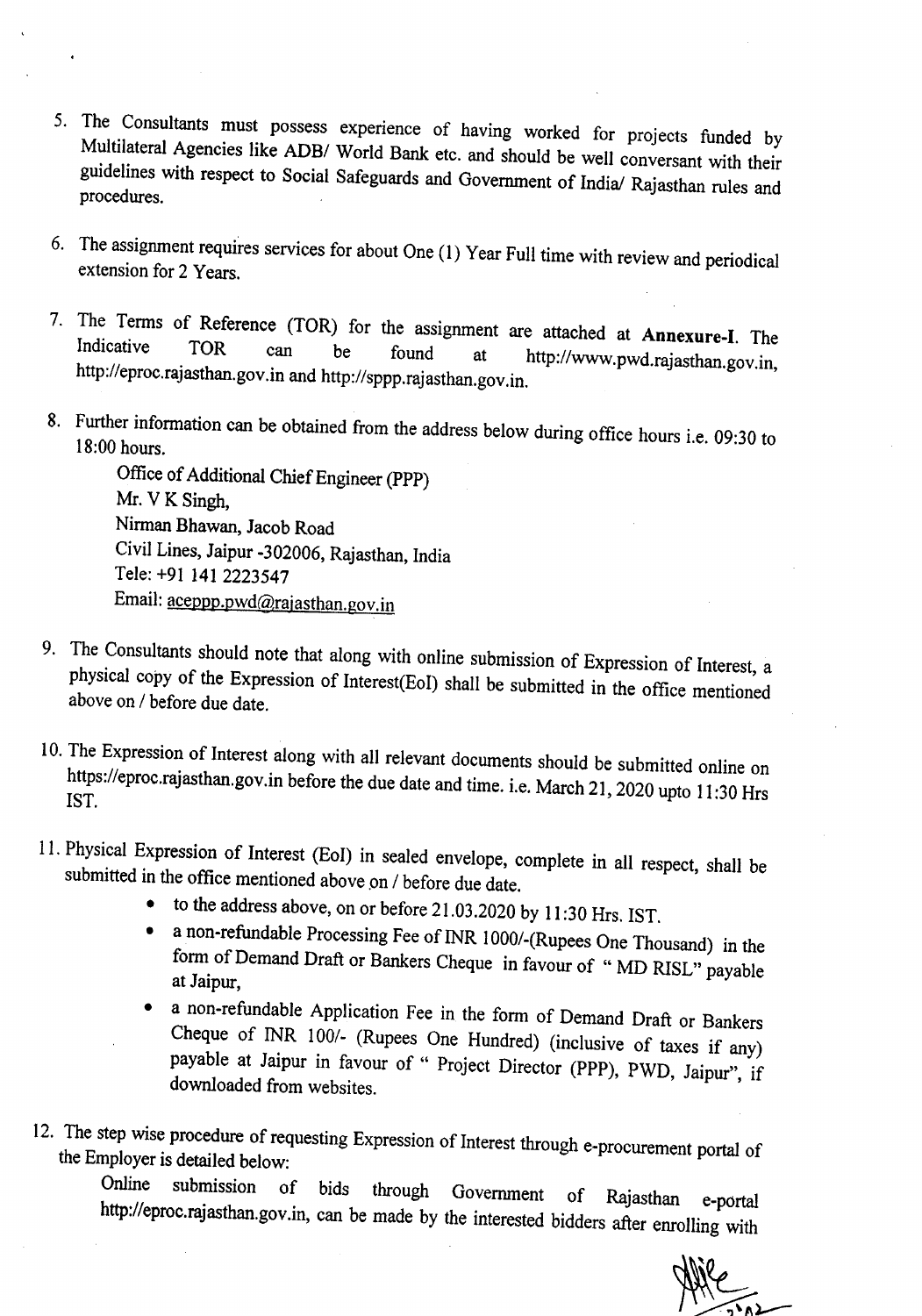5. The Consultants must possess experience of having worked for projects funded by Multilateral Agencies like ADB/ World Bank etc. and should be well conversant with their guidelines with respect to Social Safeguards and Government of India/ Rajasthan rules and procedures.

6. The assignment requires services for about One (1) Year Full time with review and periodical extension for 2 Years.

7. The Terms of Reference (TOR) for the assignment are attached at **Annexure-I**. The Indicative TOR can be found at http://www.pwd.rajasthan.gov.in, http://eproc.rajasthan.gov.in and http://sppp.rajasthan.gov.in.

8. Further information can be obtained from the address below during office hours i.e. 09:30 to 18:00 hours.

   Office of Additional Chief Engineer (PPP)
   Mr. V K Singh,
   Nirman Bhawan, Jacob Road
   Civil Lines, Jaipur -302006, Rajasthan, India
   Tele: +91 141 2223547
   Email: aceppp.pwd@rajasthan.gov.in

9. The Consultants should note that along with online submission of Expression of Interest, a physical copy of the Expression of Interest(EoI) shall be submitted in the office mentioned above on / before due date.

10. The Expression of Interest along with all relevant documents should be submitted online on https://eproc.rajasthan.gov.in before the due date and time. i.e. March 21, 2020 upto 11:30 Hrs IST.

11. Physical Expression of Interest (EoI) in sealed envelope, complete in all respect, shall be submitted in the office mentioned above on / before due date.
    - to the address above, on or before 21.03.2020 by 11:30 Hrs. IST.
    - a non-refundable Processing Fee of INR 1000/-(Rupees One Thousand) in the form of Demand Draft or Bankers Cheque in favour of " MD RISL" payable at Jaipur,
    - a non-refundable Application Fee in the form of Demand Draft or Bankers Cheque of INR 100/- (Rupees One Hundred) (inclusive of taxes if any) payable at Jaipur in favour of " Project Director (PPP), PWD, Jaipur", if downloaded from websites.

12. The step wise procedure of requesting Expression of Interest through e-procurement portal of the Employer is detailed below:

    Online submission of bids through Government of Rajasthan e-portal http://eproc.rajasthan.gov.in, can be made by the interested bidders after enrolling with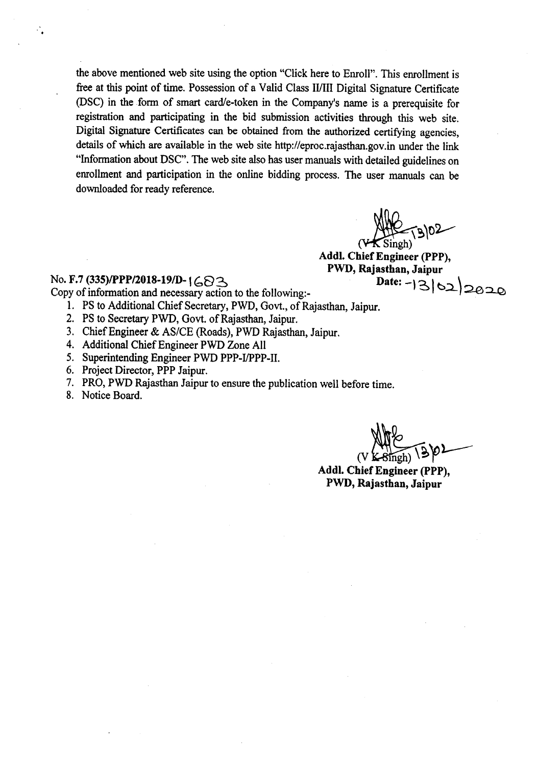the above mentioned web site using the option "Click here to Enroll". This enrollment is free at this point of time. Possession of a Valid Class II/III Digital Signature Certificate (DSC) in the form of smart card/e-token in the Company's name is a prerequisite for registration and participating in the bid submission activities through this web site. Digital Signature Certificates can be obtained from the authorized certifying agencies, details of which are available in the web site http://eproc.rajasthan.gov.in under the link "Information about DSC". The web site also has user manuals with detailed guidelines on enrollment and participation in the online bidding process. The user manuals can be downloaded for ready reference.

13/02

(V K Singh)
**Addl. Chief Engineer (PPP),**
**PWD, Rajasthan, Jaipur**

No. **F.7 (335)/PPP/2018-19/D-** 1683 **Date:** -13/02/2020

Copy of information and necessary action to the following:-

1. PS to Additional Chief Secretary, PWD, Govt., of Rajasthan, Jaipur.
2. PS to Secretary PWD, Govt. of Rajasthan, Jaipur.
3. Chief Engineer & AS/CE (Roads), PWD Rajasthan, Jaipur.
4. Additional Chief Engineer PWD Zone All
5. Superintending Engineer PWD PPP-I/PPP-II.
6. Project Director, PPP Jaipur.
7. PRO, PWD Rajasthan Jaipur to ensure the publication well before time.
8. Notice Board.

13/02

(V K Singh)
**Addl. Chief Engineer (PPP),**
**PWD, Rajasthan, Jaipur**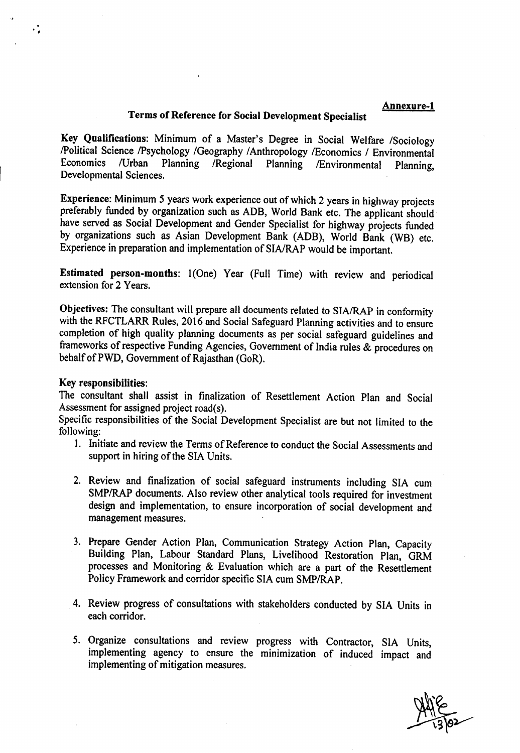**Annexure-1**

## Terms of Reference for Social Development Specialist

**Key Qualifications:** Minimum of a Master's Degree in Social Welfare /Sociology /Political Science /Psychology /Geography /Anthropology /Economics / Environmental Economics /Urban Planning /Regional Planning /Environmental Planning, Developmental Sciences.

**Experience:** Minimum 5 years work experience out of which 2 years in highway projects preferably funded by organization such as ADB, World Bank etc. The applicant should have served as Social Development and Gender Specialist for highway projects funded by organizations such as Asian Development Bank (ADB), World Bank (WB) etc. Experience in preparation and implementation of SIA/RAP would be important.

**Estimated person-months:** 1(One) Year (Full Time) with review and periodical extension for 2 Years.

**Objectives:** The consultant will prepare all documents related to SIA/RAP in conformity with the RFCTLARR Rules, 2016 and Social Safeguard Planning activities and to ensure completion of high quality planning documents as per social safeguard guidelines and frameworks of respective Funding Agencies, Government of India rules & procedures on behalf of PWD, Government of Rajasthan (GoR).

**Key responsibilities:**

The consultant shall assist in finalization of Resettlement Action Plan and Social Assessment for assigned project road(s).

Specific responsibilities of the Social Development Specialist are but not limited to the following:

1. Initiate and review the Terms of Reference to conduct the Social Assessments and support in hiring of the SIA Units.

2. Review and finalization of social safeguard instruments including SIA cum SMP/RAP documents. Also review other analytical tools required for investment design and implementation, to ensure incorporation of social development and management measures.

3. Prepare Gender Action Plan, Communication Strategy Action Plan, Capacity Building Plan, Labour Standard Plans, Livelihood Restoration Plan, GRM processes and Monitoring & Evaluation which are a part of the Resettlement Policy Framework and corridor specific SIA cum SMP/RAP.

4. Review progress of consultations with stakeholders conducted by SIA Units in each corridor.

5. Organize consultations and review progress with Contractor, SIA Units, implementing agency to ensure the minimization of induced impact and implementing of mitigation measures.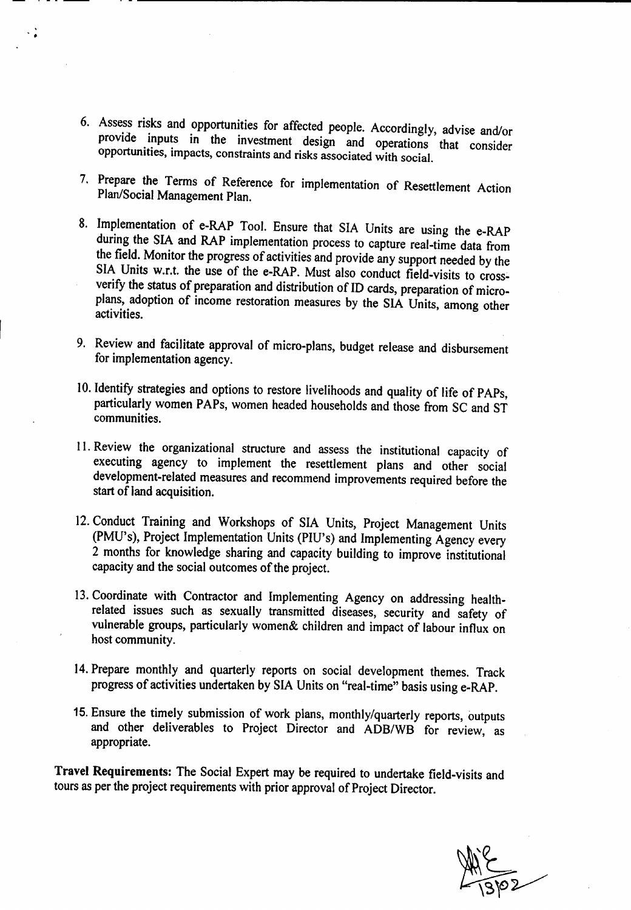6. Assess risks and opportunities for affected people. Accordingly, advise and/or provide inputs in the investment design and operations that consider opportunities, impacts, constraints and risks associated with social.

7. Prepare the Terms of Reference for implementation of Resettlement Action Plan/Social Management Plan.

8. Implementation of e-RAP Tool. Ensure that SIA Units are using the e-RAP during the SIA and RAP implementation process to capture real-time data from the field. Monitor the progress of activities and provide any support needed by the SIA Units w.r.t. the use of the e-RAP. Must also conduct field-visits to cross-verify the status of preparation and distribution of ID cards, preparation of micro-plans, adoption of income restoration measures by the SIA Units, among other activities.

9. Review and facilitate approval of micro-plans, budget release and disbursement for implementation agency.

10. Identify strategies and options to restore livelihoods and quality of life of PAPs, particularly women PAPs, women headed households and those from SC and ST communities.

11. Review the organizational structure and assess the institutional capacity of executing agency to implement the resettlement plans and other social development-related measures and recommend improvements required before the start of land acquisition.

12. Conduct Training and Workshops of SIA Units, Project Management Units (PMU's), Project Implementation Units (PIU's) and Implementing Agency every 2 months for knowledge sharing and capacity building to improve institutional capacity and the social outcomes of the project.

13. Coordinate with Contractor and Implementing Agency on addressing health-related issues such as sexually transmitted diseases, security and safety of vulnerable groups, particularly women& children and impact of labour influx on host community.

14. Prepare monthly and quarterly reports on social development themes. Track progress of activities undertaken by SIA Units on "real-time" basis using e-RAP.

15. Ensure the timely submission of work plans, monthly/quarterly reports, outputs and other deliverables to Project Director and ADB/WB for review, as appropriate.

**Travel Requirements:** The Social Expert may be required to undertake field-visits and tours as per the project requirements with prior approval of Project Director.

13/02